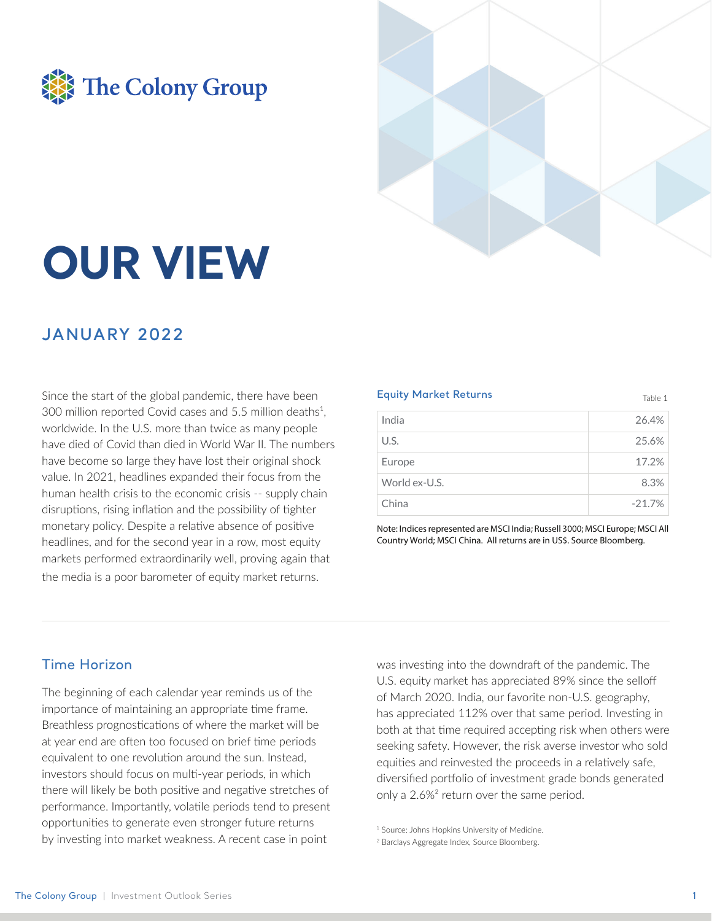The Colony Group

# OUR VIEW

## JANUARY 2022

Since the start of the global pandemic, there have been 300 million reported Covid cases and 5.5 million deaths[1], worldwide. In the U.S. more than twice as many people have died of Covid than died in World War II. The numbers have become so large they have lost their original shock value. In 2021, headlines expanded their focus from the human health crisis to the economic crisis -- supply chain disruptions, rising inflation and the possibility of tighter monetary policy. Despite a relative absence of positive headlines, and for the second year in a row, most equity markets performed extraordinarily well, proving again that the media is a poor barometer of equity market returns.

**Equity Market Returns** — Table 1

| | |
|---|---|
| India | 26.4% |
| U.S. | 25.6% |
| Europe | 17.2% |
| World ex-U.S. | 8.3% |
| China | -21.7% |

Note: Indices represented are MSCI India; Russell 3000; MSCI Europe; MSCI All Country World; MSCI China. All returns are in US$. Source Bloomberg.

## Time Horizon

The beginning of each calendar year reminds us of the importance of maintaining an appropriate time frame. Breathless prognostications of where the market will be at year end are often too focused on brief time periods equivalent to one revolution around the sun. Instead, investors should focus on multi-year periods, in which there will likely be both positive and negative stretches of performance. Importantly, volatile periods tend to present opportunities to generate even stronger future returns by investing into market weakness. A recent case in point was investing into the downdraft of the pandemic. The U.S. equity market has appreciated 89% since the selloff of March 2020. India, our favorite non-U.S. geography, has appreciated 112% over that same period. Investing in both at that time required accepting risk when others were seeking safety. However, the risk averse investor who sold equities and reinvested the proceeds in a relatively safe, diversified portfolio of investment grade bonds generated only a 2.6%[2] return over the same period.

[1] Source: Johns Hopkins University of Medicine.

[2] Barclays Aggregate Index, Source Bloomberg.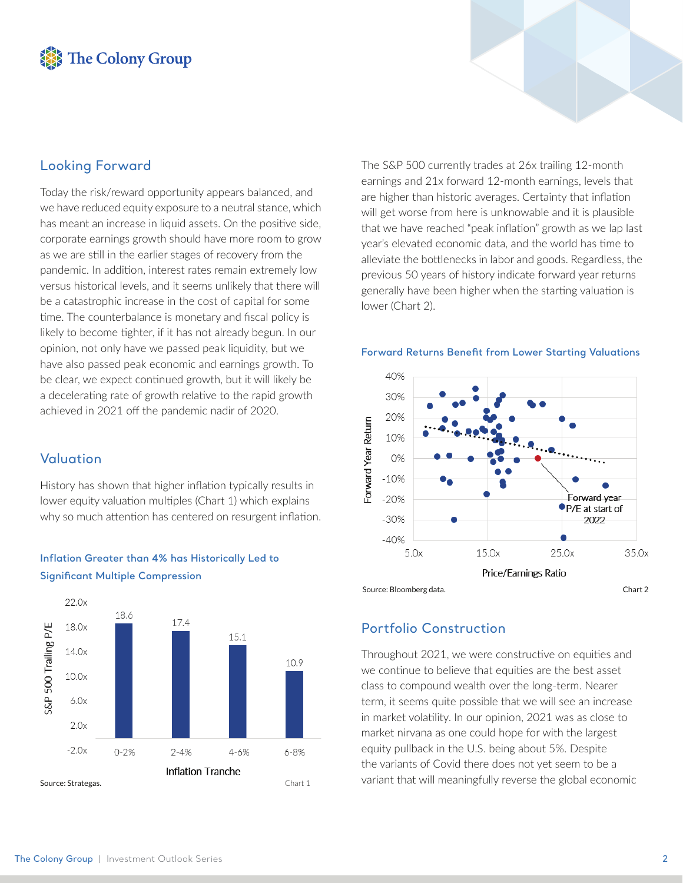## Looking Forward

Today the risk/reward opportunity appears balanced, and we have reduced equity exposure to a neutral stance, which has meant an increase in liquid assets. On the positive side, corporate earnings growth should have more room to grow as we are still in the earlier stages of recovery from the pandemic. In addition, interest rates remain extremely low versus historical levels, and it seems unlikely that there will be a catastrophic increase in the cost of capital for some time. The counterbalance is monetary and fiscal policy is likely to become tighter, if it has not already begun. In our opinion, not only have we passed peak liquidity, but we have also passed peak economic and earnings growth. To be clear, we expect continued growth, but it will likely be a decelerating rate of growth relative to the rapid growth achieved in 2021 off the pandemic nadir of 2020.

## Valuation

History has shown that higher inflation typically results in lower equity valuation multiples (Chart 1) which explains why so much attention has centered on resurgent inflation.

**Inflation Greater than 4% has Historically Led to Significant Multiple Compression**

| Inflation Tranche | S&P 500 Trailing P/E |
|---|---|
| 0-2% | 18.6 |
| 2-4% | 17.4 |
| 4-6% | 15.1 |
| 6-8% | 10.9 |

Source: Strategas. Chart 1

The S&P 500 currently trades at 26x trailing 12-month earnings and 21x forward 12-month earnings, levels that are higher than historic averages. Certainty that inflation will get worse from here is unknowable and it is plausible that we have reached "peak inflation" growth as we lap last year's elevated economic data, and the world has time to alleviate the bottlenecks in labor and goods. Regardless, the previous 50 years of history indicate forward year returns generally have been higher when the starting valuation is lower (Chart 2).

**Forward Returns Benefit from Lower Starting Valuations**

Forward Year Return vs. Price/Earnings Ratio — annotation: Forward year P/E at start of 2022

Source: Bloomberg data. Chart 2

## Portfolio Construction

Throughout 2021, we were constructive on equities and we continue to believe that equities are the best asset class to compound wealth over the long-term. Nearer term, it seems quite possible that we will see an increase in market volatility. In our opinion, 2021 was as close to market nirvana as one could hope for with the largest equity pullback in the U.S. being about 5%. Despite the variants of Covid there does not yet seem to be a variant that will meaningfully reverse the global economic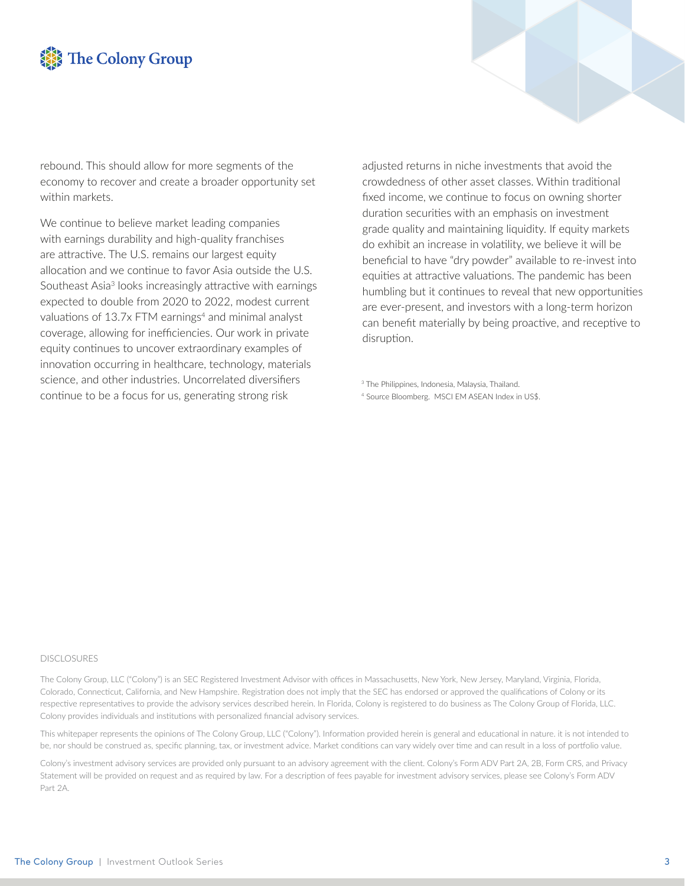rebound. This should allow for more segments of the economy to recover and create a broader opportunity set within markets.

We continue to believe market leading companies with earnings durability and high-quality franchises are attractive. The U.S. remains our largest equity allocation and we continue to favor Asia outside the U.S. Southeast Asia[3] looks increasingly attractive with earnings expected to double from 2020 to 2022, modest current valuations of 13.7x FTM earnings[4] and minimal analyst coverage, allowing for inefficiencies. Our work in private equity continues to uncover extraordinary examples of innovation occurring in healthcare, technology, materials science, and other industries. Uncorrelated diversifiers continue to be a focus for us, generating strong risk adjusted returns in niche investments that avoid the crowdedness of other asset classes. Within traditional fixed income, we continue to focus on owning shorter duration securities with an emphasis on investment grade quality and maintaining liquidity. If equity markets do exhibit an increase in volatility, we believe it will be beneficial to have "dry powder" available to re-invest into equities at attractive valuations. The pandemic has been humbling but it continues to reveal that new opportunities are ever-present, and investors with a long-term horizon can benefit materially by being proactive, and receptive to disruption.

[3] The Philippines, Indonesia, Malaysia, Thailand.

[4] Source Bloomberg. MSCI EM ASEAN Index in US$.

DISCLOSURES

The Colony Group, LLC ("Colony") is an SEC Registered Investment Advisor with offices in Massachusetts, New York, New Jersey, Maryland, Virginia, Florida, Colorado, Connecticut, California, and New Hampshire. Registration does not imply that the SEC has endorsed or approved the qualifications of Colony or its respective representatives to provide the advisory services described herein. In Florida, Colony is registered to do business as The Colony Group of Florida, LLC. Colony provides individuals and institutions with personalized financial advisory services.

This whitepaper represents the opinions of The Colony Group, LLC ("Colony"). Information provided herein is general and educational in nature. it is not intended to be, nor should be construed as, specific planning, tax, or investment advice. Market conditions can vary widely over time and can result in a loss of portfolio value.

Colony's investment advisory services are provided only pursuant to an advisory agreement with the client. Colony's Form ADV Part 2A, 2B, Form CRS, and Privacy Statement will be provided on request and as required by law. For a description of fees payable for investment advisory services, please see Colony's Form ADV Part 2A.